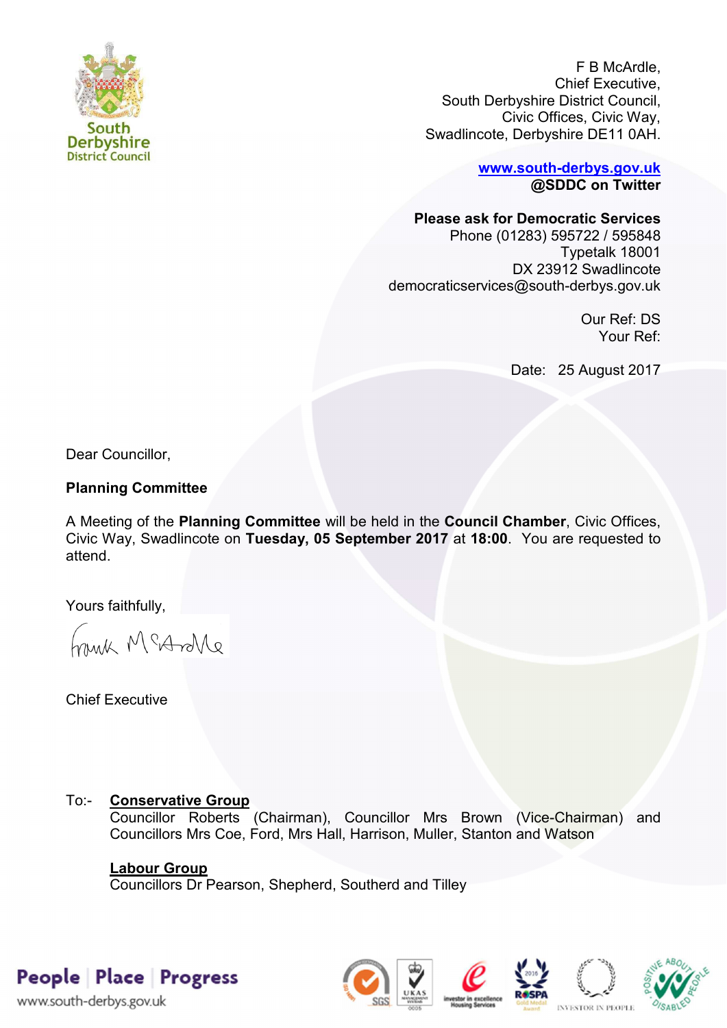South Derbyshire District Council

F B McArdle,
Chief Executive,
South Derbyshire District Council,
Civic Offices, Civic Way,
Swadlincote, Derbyshire DE11 0AH.

**[www.south-derbys.gov.uk](http://www.south-derbys.gov.uk)**
**@SDDC on Twitter**

**Please ask for Democratic Services**
Phone (01283) 595722 / 595848
Typetalk 18001
DX 23912 Swadlincote
democraticservices@south-derbys.gov.uk

Our Ref: DS
Your Ref:

Date: 25 August 2017

Dear Councillor,

**Planning Committee**

A Meeting of the **Planning Committee** will be held in the **Council Chamber**, Civic Offices, Civic Way, Swadlincote on **Tuesday, 05 September 2017** at **18:00**. You are requested to attend.

Yours faithfully,

Frank McArdle

Chief Executive

To:- **Conservative Group**
Councillor Roberts (Chairman), Councillor Mrs Brown (Vice-Chairman) and Councillors Mrs Coe, Ford, Mrs Hall, Harrison, Muller, Stanton and Watson

**Labour Group**
Councillors Dr Pearson, Shepherd, Southerd and Tilley

People | Place | Progress
www.south-derbys.gov.uk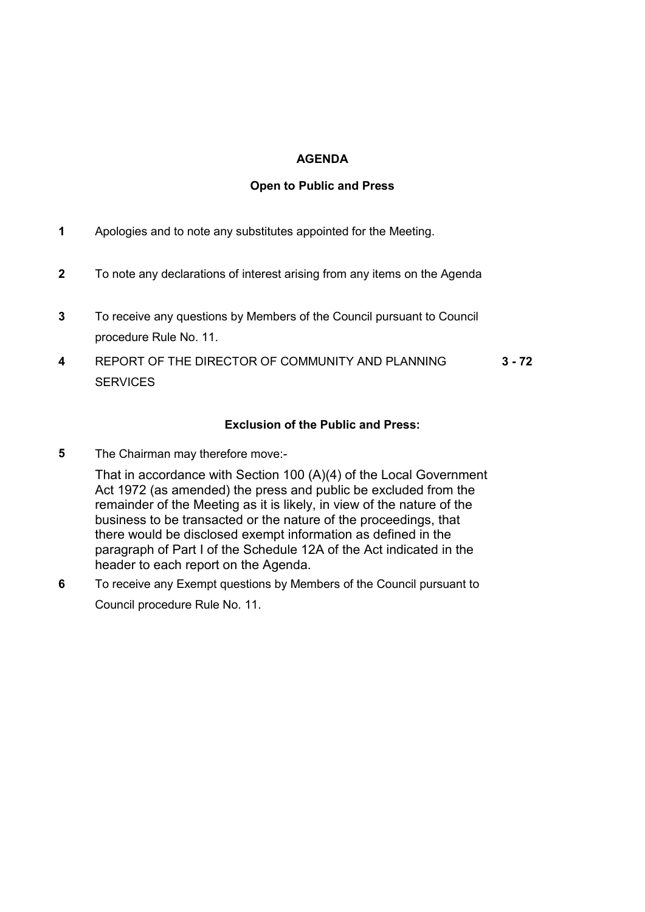**AGENDA**

**Open to Public and Press**

**1** Apologies and to note any substitutes appointed for the Meeting.

**2** To note any declarations of interest arising from any items on the Agenda

**3** To receive any questions by Members of the Council pursuant to Council procedure Rule No. 11.

**4** REPORT OF THE DIRECTOR OF COMMUNITY AND PLANNING SERVICES **3 - 72**

**Exclusion of the Public and Press:**

**5** The Chairman may therefore move:-

That in accordance with Section 100 (A)(4) of the Local Government Act 1972 (as amended) the press and public be excluded from the remainder of the Meeting as it is likely, in view of the nature of the business to be transacted or the nature of the proceedings, that there would be disclosed exempt information as defined in the paragraph of Part I of the Schedule 12A of the Act indicated in the header to each report on the Agenda.

**6** To receive any Exempt questions by Members of the Council pursuant to Council procedure Rule No. 11.